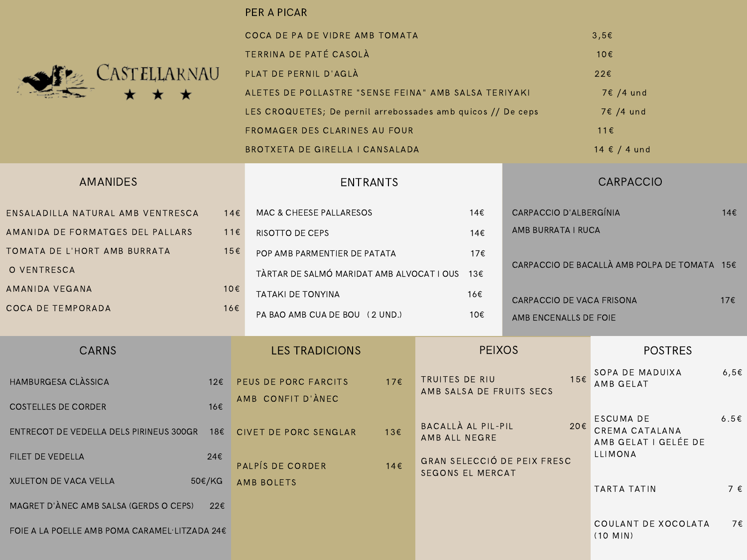# CASTELLARNAU ★ ★ ★

## PER A PICAR

| | |
|---|---|
| COCA DE PA DE VIDRE AMB TOMATA | 3,5€ |
| TERRINA DE PATÉ CASOLÀ | 10€ |
| PLAT DE PERNIL D'AGLÀ | 22€ |
| ALETES DE POLLASTRE "SENSE FEINA" AMB SALSA TERIYAKI | 7€ /4 und |
| LES CROQUETES; De pernil arrebossades amb quicos // De ceps | 7€ /4 und |
| FROMAGER DES CLARINES AU FOUR | 11€ |
| BROTXETA DE GIRELLA I CANSALADA | 14 € / 4 und |

## AMANIDES

| | |
|---|---|
| ENSALADILLA NATURAL AMB VENTRESCA | 14€ |
| AMANIDA DE FORMATGES DEL PALLARS | 11€ |
| TOMATA DE L'HORT AMB BURRATA O VENTRESCA | 15€ |
| AMANIDA VEGANA | 10€ |
| COCA DE TEMPORADA | 16€ |

## ENTRANTS

| | |
|---|---|
| MAC & CHEESE PALLARESOS | 14€ |
| RISOTTO DE CEPS | 14€ |
| POP AMB PARMENTIER DE PATATA | 17€ |
| TÀRTAR DE SALMÓ MARIDAT AMB ALVOCAT I OUS | 13€ |
| TATAKI DE TONYINA | 16€ |
| PA BAO AMB CUA DE BOU (2 UND.) | 10€ |

## CARPACCIO

| | |
|---|---|
| CARPACCIO D'ALBERGÍNIA AMB BURRATA I RUCA | 14€ |
| CARPACCIO DE BACALLÀ AMB POLPA DE TOMATA | 15€ |
| CARPACCIO DE VACA FRISONA AMB ENCENALLS DE FOIE | 17€ |

## CARNS

| | |
|---|---|
| HAMBURGESA CLÀSSICA | 12€ |
| COSTELLES DE CORDER | 16€ |
| ENTRECOT DE VEDELLA DELS PIRINEUS 300GR | 18€ |
| FILET DE VEDELLA | 24€ |
| XULETON DE VACA VELLA | 50€/KG |
| MAGRET D'ÀNEC AMB SALSA (GERDS O CEPS) | 22€ |
| FOIE A LA POELLE AMB POMA CARAMEL·LITZADA | 24€ |

## LES TRADICIONS

| | |
|---|---|
| PEUS DE PORC FARCITS AMB CONFIT D'ÀNEC | 17€ |
| CIVET DE PORC SENGLAR | 13€ |
| PALPÍS DE CORDER AMB BOLETS | 14€ |

## PEIXOS

| | |
|---|---|
| TRUITES DE RIU AMB SALSA DE FRUITS SECS | 15€ |
| BACALLÀ AL PIL-PIL AMB ALL NEGRE | 20€ |
| GRAN SELECCIÓ DE PEIX FRESC SEGONS EL MERCAT | |

## POSTRES

| | |
|---|---|
| SOPA DE MADUIXA AMB GELAT | 6,5€ |
| ESCUMA DE CREMA CATALANA AMB GELAT I GELÉE DE LLIMONA | 6.5€ |
| TARTA TATIN | 7 € |
| COULANT DE XOCOLATA (10 MIN) | 7€ |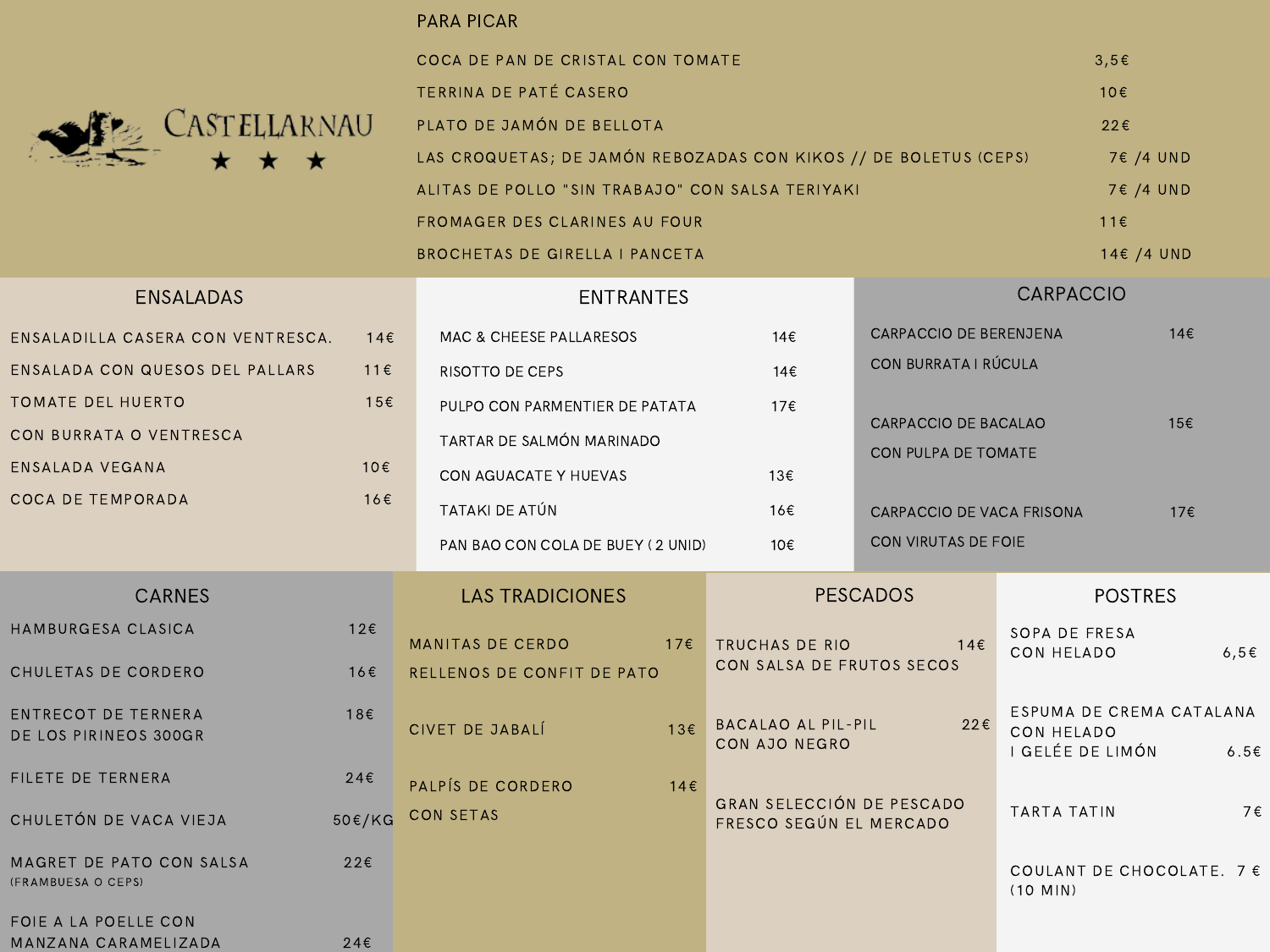# Castellarnau ★ ★ ★

## PARA PICAR

| | |
|---|---|
| COCA DE PAN DE CRISTAL CON TOMATE | 3,5€ |
| TERRINA DE PATÉ CASERO | 10€ |
| PLATO DE JAMÓN DE BELLOTA | 22€ |
| LAS CROQUETAS; DE JAMÓN REBOZADAS CON KIKOS // DE BOLETUS (CEPS) | 7€ /4 UND |
| ALITAS DE POLLO "SIN TRABAJO" CON SALSA TERIYAKI | 7€ /4 UND |
| FROMAGER DES CLARINES AU FOUR | 11€ |
| BROCHETAS DE GIRELLA I PANCETA | 14€ /4 UND |

## ENSALADAS

| | |
|---|---|
| ENSALADILLA CASERA CON VENTRESCA. | 14€ |
| ENSALADA CON QUESOS DEL PALLARS | 11€ |
| TOMATE DEL HUERTO CON BURRATA O VENTRESCA | 15€ |
| ENSALADA VEGANA | 10€ |
| COCA DE TEMPORADA | 16€ |

## ENTRANTES

| | |
|---|---|
| MAC & CHEESE PALLARESOS | 14€ |
| RISOTTO DE CEPS | 14€ |
| PULPO CON PARMENTIER DE PATATA | 17€ |
| TARTAR DE SALMÓN MARINADO CON AGUACATE Y HUEVAS | 13€ |
| TATAKI DE ATÚN | 16€ |
| PAN BAO CON COLA DE BUEY ( 2 UNID) | 10€ |

## CARPACCIO

| | |
|---|---|
| CARPACCIO DE BERENJENA CON BURRATA I RÚCULA | 14€ |
| CARPACCIO DE BACALAO CON PULPA DE TOMATE | 15€ |
| CARPACCIO DE VACA FRISONA CON VIRUTAS DE FOIE | 17€ |

## CARNES

| | |
|---|---|
| HAMBURGESA CLASICA | 12€ |
| CHULETAS DE CORDERO | 16€ |
| ENTRECOT DE TERNERA DE LOS PIRINEOS 300GR | 18€ |
| FILETE DE TERNERA | 24€ |
| CHULETÓN DE VACA VIEJA | 50€/KG |
| MAGRET DE PATO CON SALSA (FRAMBUESA O CEPS) | 22€ |
| FOIE A LA POELLE CON MANZANA CARAMELIZADA | 24€ |

## LAS TRADICIONES

| | |
|---|---|
| MANITAS DE CERDO RELLENOS DE CONFIT DE PATO | 17€ |
| CIVET DE JABALÍ | 13€ |
| PALPÍS DE CORDERO CON SETAS | 14€ |

## PESCADOS

| | |
|---|---|
| TRUCHAS DE RIO CON SALSA DE FRUTOS SECOS | 14€ |
| BACALAO AL PIL-PIL CON AJO NEGRO | 22€ |
| GRAN SELECCIÓN DE PESCADO FRESCO SEGÚN EL MERCADO | |

## POSTRES

| | |
|---|---|
| SOPA DE FRESA CON HELADO | 6,5€ |
| ESPUMA DE CREMA CATALANA CON HELADO I GELÉE DE LIMÓN | 6.5€ |
| TARTA TATIN | 7€ |
| COULANT DE CHOCOLATE. (10 MIN) | 7 € |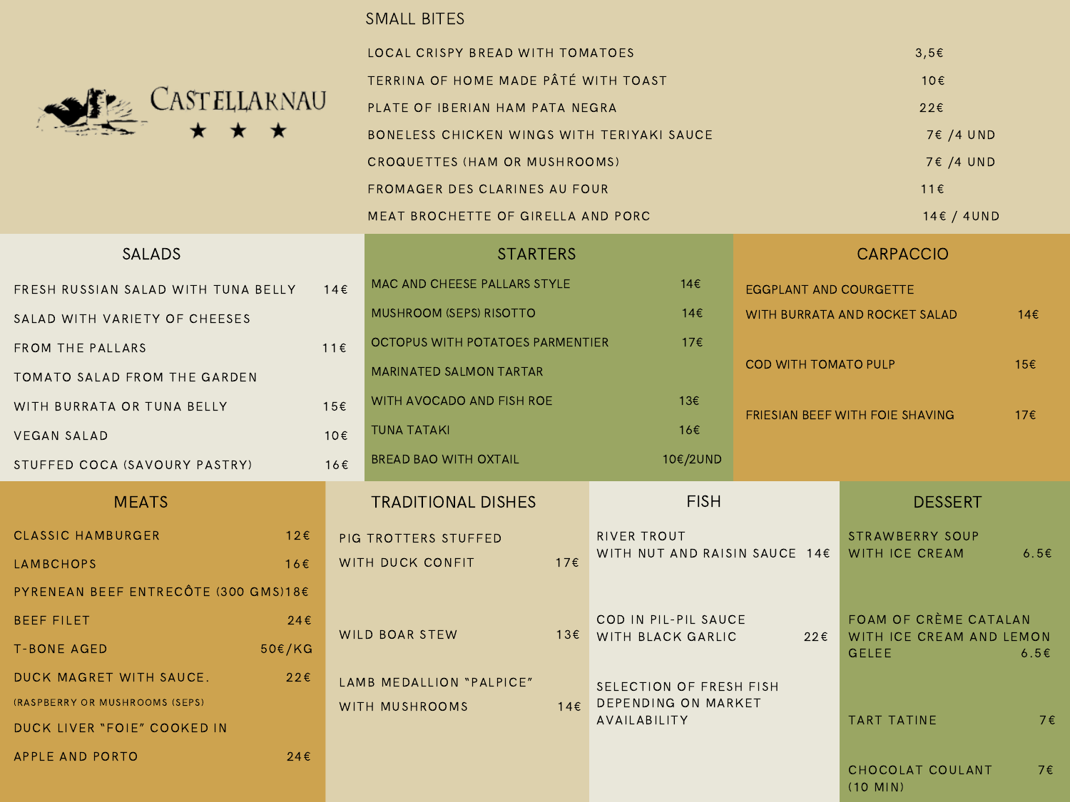# CASTELLARNAU

★ ★ ★

## SMALL BITES

| Item | Price |
|---|---|
| LOCAL CRISPY BREAD WITH TOMATOES | 3,5€ |
| TERRINA OF HOME MADE PÂTÉ WITH TOAST | 10€ |
| PLATE OF IBERIAN HAM PATA NEGRA | 22€ |
| BONELESS CHICKEN WINGS WITH TERIYAKI SAUCE | 7€ /4 UND |
| CROQUETTES (HAM OR MUSHROOMS) | 7€ /4 UND |
| FROMAGER DES CLARINES AU FOUR | 11€ |
| MEAT BROCHETTE OF GIRELLA AND PORC | 14€ / 4UND |

## SALADS

| Item | Price |
|---|---|
| FRESH RUSSIAN SALAD WITH TUNA BELLY | 14€ |
| SALAD WITH VARIETY OF CHEESES FROM THE PALLARS | 11€ |
| TOMATO SALAD FROM THE GARDEN WITH BURRATA OR TUNA BELLY | 15€ |
| VEGAN SALAD | 10€ |
| STUFFED COCA (SAVOURY PASTRY) | 16€ |

## STARTERS

| Item | Price |
|---|---|
| MAC AND CHEESE PALLARS STYLE | 14€ |
| MUSHROOM (SEPS) RISOTTO | 14€ |
| OCTOPUS WITH POTATOES PARMENTIER | 17€ |
| MARINATED SALMON TARTAR WITH AVOCADO AND FISH ROE | 13€ |
| TUNA TATAKI | 16€ |
| BREAD BAO WITH OXTAIL | 10€/2UND |

## CARPACCIO

| Item | Price |
|---|---|
| EGGPLANT AND COURGETTE WITH BURRATA AND ROCKET SALAD | 14€ |
| COD WITH TOMATO PULP | 15€ |
| FRIESIAN BEEF WITH FOIE SHAVING | 17€ |

## MEATS

| Item | Price |
|---|---|
| CLASSIC HAMBURGER | 12€ |
| LAMBCHOPS | 16€ |
| PYRENEAN BEEF ENTRECÔTE (300 GMS) | 18€ |
| BEEF FILET | 24€ |
| T-BONE AGED | 50€/KG |
| DUCK MAGRET WITH SAUCE. (RASPBERRY OR MUSHROOMS (SEPS) | 22€ |
| DUCK LIVER "FOIE" COOKED IN APPLE AND PORTO | 24€ |

## TRADITIONAL DISHES

| Item | Price |
|---|---|
| PIG TROTTERS STUFFED WITH DUCK CONFIT | 17€ |
| WILD BOAR STEW | 13€ |
| LAMB MEDALLION "PALPICE" WITH MUSHROOMS | 14€ |

## FISH

| Item | Price |
|---|---|
| RIVER TROUT WITH NUT AND RAISIN SAUCE | 14€ |
| COD IN PIL-PIL SAUCE WITH BLACK GARLIC | 22€ |
| SELECTION OF FRESH FISH DEPENDING ON MARKET AVAILABILITY | |

## DESSERT

| Item | Price |
|---|---|
| STRAWBERRY SOUP WITH ICE CREAM | 6.5€ |
| FOAM OF CRÈME CATALAN WITH ICE CREAM AND LEMON GELEE | 6.5€ |
| TART TATINE | 7€ |
| CHOCOLAT COULANT (10 MIN) | 7€ |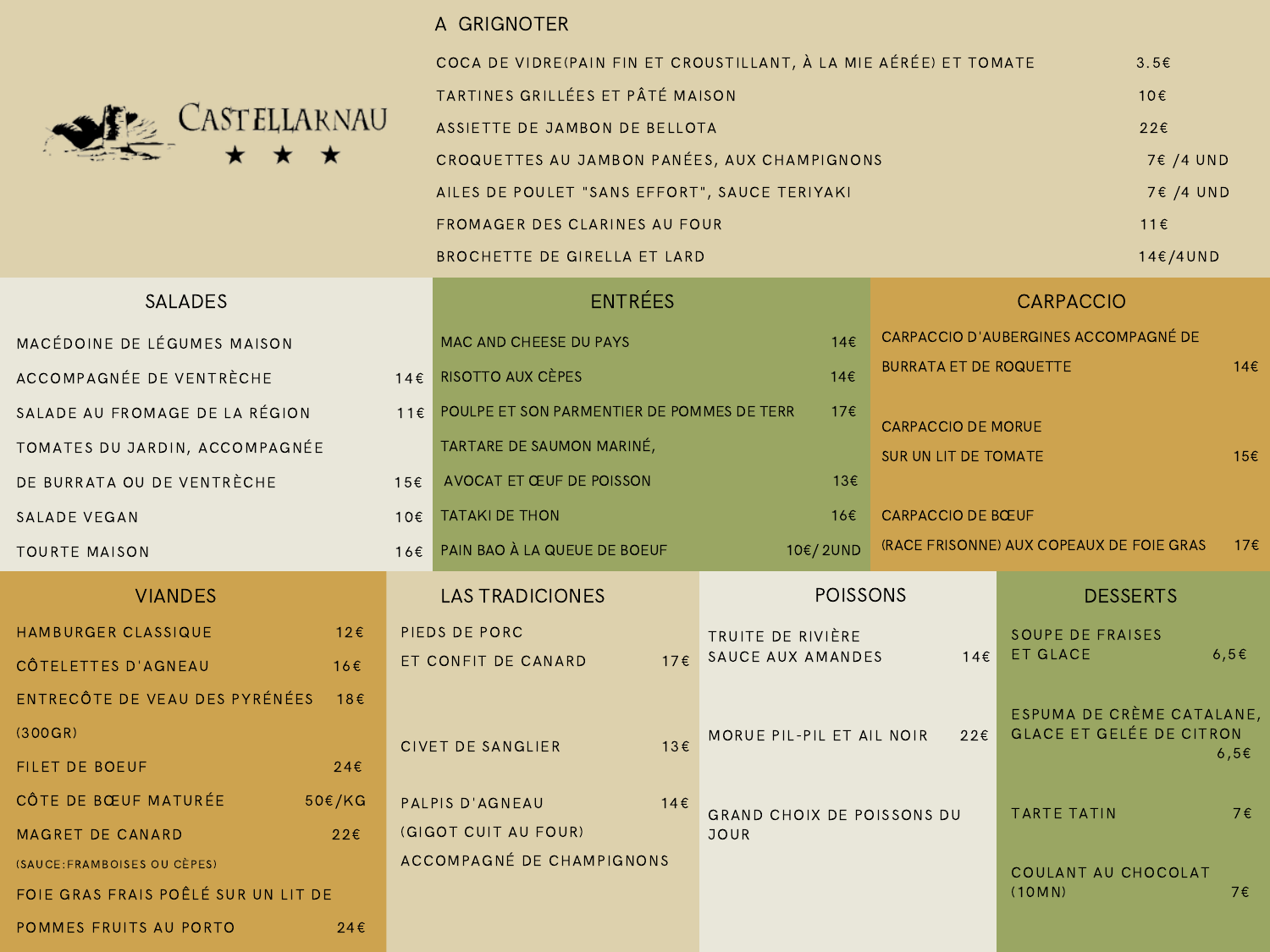# Castellarnau ★ ★ ★

## A GRIGNOTER

| | |
|---|---|
| COCA DE VIDRE(PAIN FIN ET CROUSTILLANT, À LA MIE AÉRÉE) ET TOMATE | 3.5€ |
| TARTINES GRILLÉES ET PÂTÉ MAISON | 10€ |
| ASSIETTE DE JAMBON DE BELLOTA | 22€ |
| CROQUETTES AU JAMBON PANÉES, AUX CHAMPIGNONS | 7€ /4 UND |
| AILES DE POULET "SANS EFFORT", SAUCE TERIYAKI | 7€ /4 UND |
| FROMAGER DES CLARINES AU FOUR | 11€ |
| BROCHETTE DE GIRELLA ET LARD | 14€/4UND |

## SALADES

| | |
|---|---|
| MACÉDOINE DE LÉGUMES MAISON ACCOMPAGNÉE DE VENTRÈCHE | 14€ |
| SALADE AU FROMAGE DE LA RÉGION | 11€ |
| TOMATES DU JARDIN, ACCOMPAGNÉE DE BURRATA OU DE VENTRÈCHE | 15€ |
| SALADE VEGAN | 10€ |
| TOURTE MAISON | 16€ |

## ENTRÉES

| | |
|---|---|
| MAC AND CHEESE DU PAYS | 14€ |
| RISOTTO AUX CÈPES | 14€ |
| POULPE ET SON PARMENTIER DE POMMES DE TERR | 17€ |
| TARTARE DE SAUMON MARINÉ, AVOCAT ET ŒUF DE POISSON | 13€ |
| TATAKI DE THON | 16€ |
| PAIN BAO À LA QUEUE DE BOEUF | 10€/ 2UND |

## CARPACCIO

| | |
|---|---|
| CARPACCIO D'AUBERGINES ACCOMPAGNÉ DE BURRATA ET DE ROQUETTE | 14€ |
| CARPACCIO DE MORUE SUR UN LIT DE TOMATE | 15€ |
| CARPACCIO DE BŒUF (RACE FRISONNE) AUX COPEAUX DE FOIE GRAS | 17€ |

## VIANDES

| | |
|---|---|
| HAMBURGER CLASSIQUE | 12€ |
| CÔTELETTES D'AGNEAU | 16€ |
| ENTRECÔTE DE VEAU DES PYRÉNÉES (300GR) | 18€ |
| FILET DE BOEUF | 24€ |
| CÔTE DE BŒUF MATURÉE | 50€/KG |
| MAGRET DE CANARD (SAUCE:FRAMBOISES OU CÈPES) | 22€ |
| FOIE GRAS FRAIS POÊLÉ SUR UN LIT DE POMMES FRUITS AU PORTO | 24€ |

## LAS TRADICIONES

| | |
|---|---|
| PIEDS DE PORC ET CONFIT DE CANARD | 17€ |
| CIVET DE SANGLIER | 13€ |
| PALPIS D'AGNEAU (GIGOT CUIT AU FOUR) ACCOMPAGNÉ DE CHAMPIGNONS | 14€ |

## POISSONS

| | |
|---|---|
| TRUITE DE RIVIÈRE SAUCE AUX AMANDES | 14€ |
| MORUE PIL-PIL ET AIL NOIR | 22€ |
| GRAND CHOIX DE POISSONS DU JOUR | |

## DESSERTS

| | |
|---|---|
| SOUPE DE FRAISES ET GLACE | 6,5€ |
| ESPUMA DE CRÈME CATALANE, GLACE ET GELÉE DE CITRON | 6,5€ |
| TARTE TATIN | 7€ |
| COULANT AU CHOCOLAT (10MN) | 7€ |